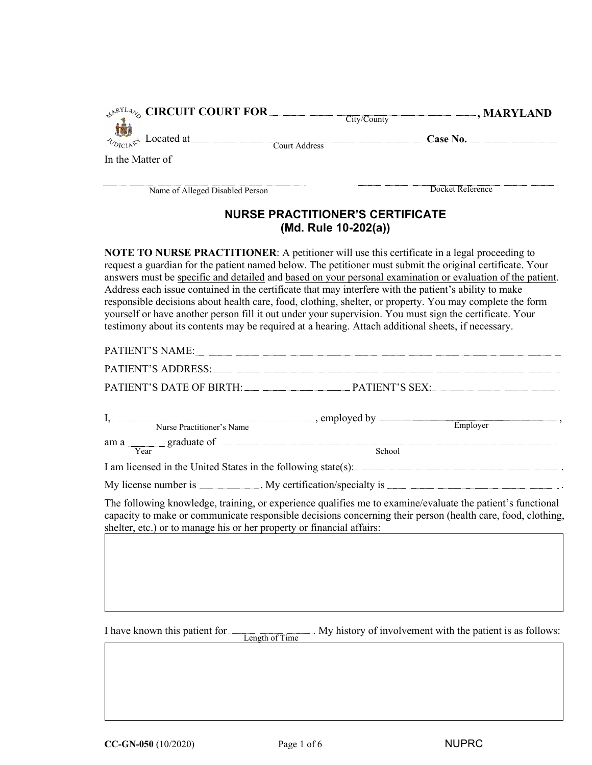**CIRCUIT COURT FOR** ______________________ (City/County) **, MARYLAND**

Located at ______________________ (Court Address) **Case No.** ______________

In the Matter of

______________________ (Name of Alleged Disabled Person) ______________________ (Docket Reference)

## NURSE PRACTITIONER'S CERTIFICATE
### (Md. Rule 10-202(a))

**NOTE TO NURSE PRACTITIONER**: A petitioner will use this certificate in a legal proceeding to request a guardian for the patient named below. The petitioner must submit the original certificate. Your answers must be specific and detailed and based on your personal examination or evaluation of the patient. Address each issue contained in the certificate that may interfere with the patient's ability to make responsible decisions about health care, food, clothing, shelter, or property. You may complete the form yourself or have another person fill it out under your supervision. You must sign the certificate. Your testimony about its contents may be required at a hearing. Attach additional sheets, if necessary.

PATIENT'S NAME: ______________________

PATIENT'S ADDRESS: ______________________

PATIENT'S DATE OF BIRTH: ______________ PATIENT'S SEX: ______________

I, ______________________ (Nurse Practitioner's Name), employed by ______________________ (Employer),

am a ______ (Year) graduate of ______________________ (School).

I am licensed in the United States in the following state(s): ______________________.

My license number is ____________. My certification/specialty is ______________________.

The following knowledge, training, or experience qualifies me to examine/evaluate the patient's functional capacity to make or communicate responsible decisions concerning their person (health care, food, clothing, shelter, etc.) or to manage his or her property or financial affairs:

| |
|---|
| |

I have known this patient for ______________ (Length of Time). My history of involvement with the patient is as follows:

| |
|---|
| |

CC-GN-050 (10/2020) NUPRC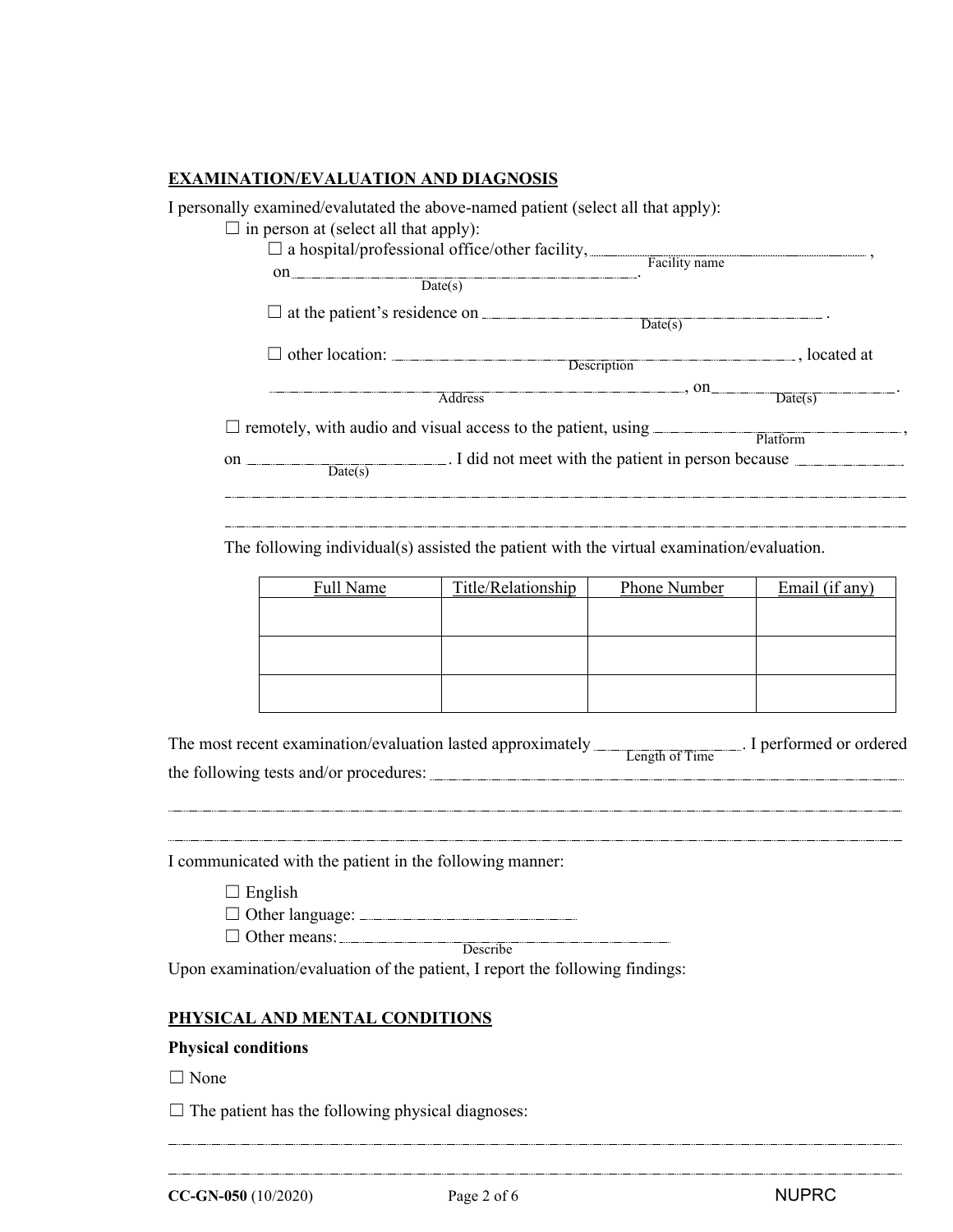## EXAMINATION/EVALUATION AND DIAGNOSIS

I personally examined/evalutated the above-named patient (select all that apply):

☐ in person at (select all that apply):

☐ a hospital/professional office/other facility, \_\_\_\_\_\_\_\_\_\_\_\_\_\_\_\_\_\_\_\_ (Facility name), on \_\_\_\_\_\_\_\_\_\_\_\_\_\_\_\_\_\_\_\_ (Date(s)).

☐ at the patient's residence on \_\_\_\_\_\_\_\_\_\_\_\_\_\_\_\_\_\_\_\_ (Date(s)).

☐ other location: \_\_\_\_\_\_\_\_\_\_\_\_\_\_\_\_\_\_\_\_ (Description), located at \_\_\_\_\_\_\_\_\_\_\_\_\_\_\_\_\_\_\_\_ (Address), on \_\_\_\_\_\_\_\_\_\_ (Date(s)).

☐ remotely, with audio and visual access to the patient, using \_\_\_\_\_\_\_\_\_\_\_\_\_\_\_\_\_\_\_\_ (Platform), on \_\_\_\_\_\_\_\_\_\_ (Date(s)). I did not meet with the patient in person because \_\_\_\_\_\_\_\_\_\_

\_\_\_\_\_\_\_\_\_\_\_\_\_\_\_\_\_\_\_\_\_\_\_\_\_\_\_\_\_\_\_\_\_\_\_\_\_\_\_\_

\_\_\_\_\_\_\_\_\_\_\_\_\_\_\_\_\_\_\_\_\_\_\_\_\_\_\_\_\_\_\_\_\_\_\_\_\_\_\_\_

The following individual(s) assisted the patient with the virtual examination/evaluation.

| Full Name | Title/Relationship | Phone Number | Email (if any) |
|---|---|---|---|
| | | | |
| | | | |
| | | | |

The most recent examination/evaluation lasted approximately \_\_\_\_\_\_\_\_\_\_ (Length of Time). I performed or ordered the following tests and/or procedures: \_\_\_\_\_\_\_\_\_\_\_\_\_\_\_\_\_\_\_\_

\_\_\_\_\_\_\_\_\_\_\_\_\_\_\_\_\_\_\_\_\_\_\_\_\_\_\_\_\_\_\_\_\_\_\_\_\_\_\_\_

\_\_\_\_\_\_\_\_\_\_\_\_\_\_\_\_\_\_\_\_\_\_\_\_\_\_\_\_\_\_\_\_\_\_\_\_\_\_\_\_

I communicated with the patient in the following manner:

☐ English
☐ Other language: \_\_\_\_\_\_\_\_\_\_\_\_\_\_\_\_\_\_\_\_
☐ Other means: \_\_\_\_\_\_\_\_\_\_\_\_\_\_\_\_\_\_\_\_ (Describe)

Upon examination/evaluation of the patient, I report the following findings:

## PHYSICAL AND MENTAL CONDITIONS

**Physical conditions**

☐ None

☐ The patient has the following physical diagnoses:

\_\_\_\_\_\_\_\_\_\_\_\_\_\_\_\_\_\_\_\_\_\_\_\_\_\_\_\_\_\_\_\_\_\_\_\_\_\_\_\_

\_\_\_\_\_\_\_\_\_\_\_\_\_\_\_\_\_\_\_\_\_\_\_\_\_\_\_\_\_\_\_\_\_\_\_\_\_\_\_\_

**CC-GN-050** (10/2020) NUPRC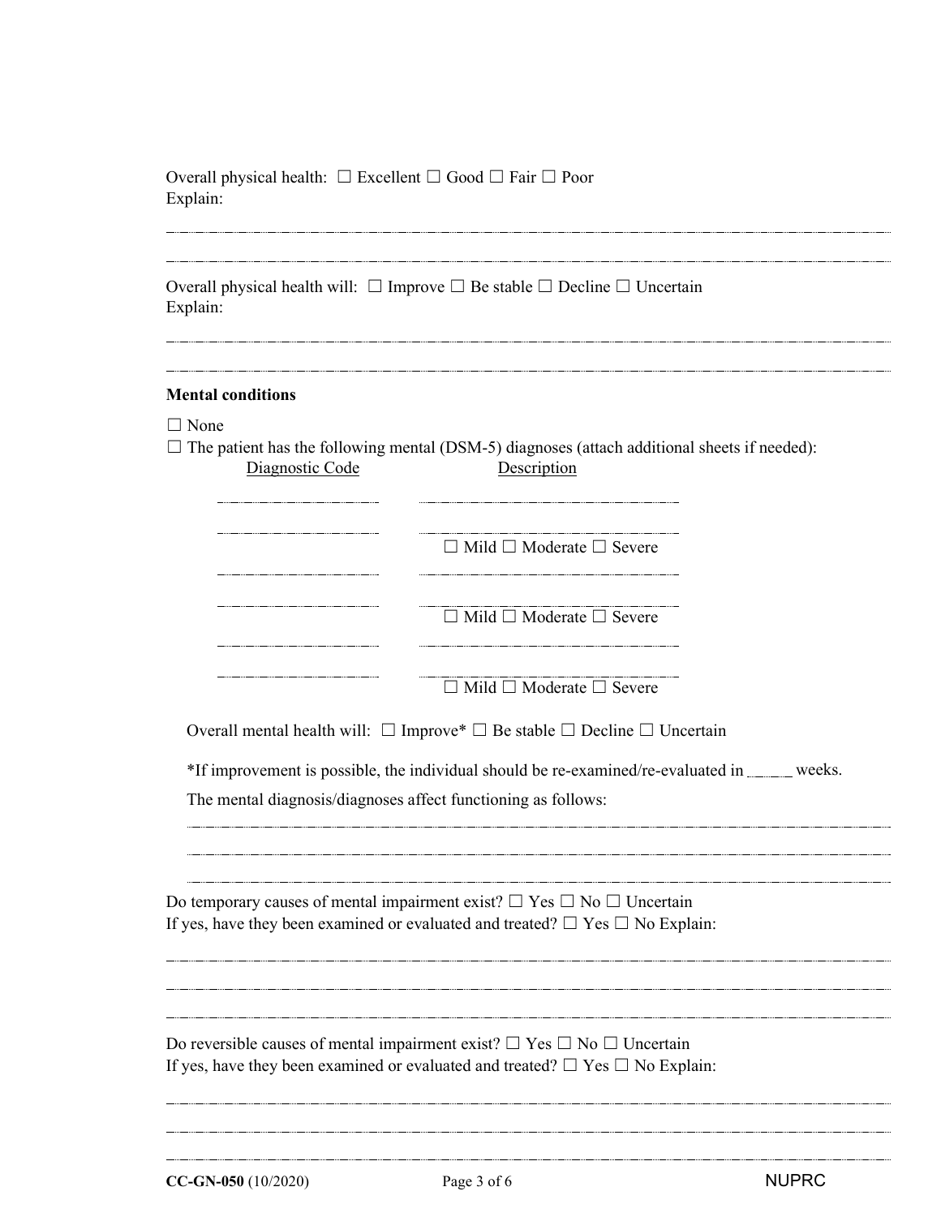Overall physical health: ☐ Excellent ☐ Good ☐ Fair ☐ Poor
Explain:

_______________________________________________________________________________

_______________________________________________________________________________

Overall physical health will: ☐ Improve ☐ Be stable ☐ Decline ☐ Uncertain
Explain:

_______________________________________________________________________________

_______________________________________________________________________________

**Mental conditions**

☐ None

☐ The patient has the following mental (DSM-5) diagnoses (attach additional sheets if needed):

| Diagnostic Code | Description |
|---|---|
| ____________________ | ______________________________ |
| ____________________ | ______________________________ |
| | ☐ Mild ☐ Moderate ☐ Severe |
| ____________________ | ______________________________ |
| ____________________ | ______________________________ |
| | ☐ Mild ☐ Moderate ☐ Severe |
| ____________________ | ______________________________ |
| ____________________ | ______________________________ |
| | ☐ Mild ☐ Moderate ☐ Severe |

Overall mental health will: ☐ Improve* ☐ Be stable ☐ Decline ☐ Uncertain

*If improvement is possible, the individual should be re-examined/re-evaluated in _____ weeks.

The mental diagnosis/diagnoses affect functioning as follows:

_______________________________________________________________________________

_______________________________________________________________________________

_______________________________________________________________________________

Do temporary causes of mental impairment exist? ☐ Yes ☐ No ☐ Uncertain
If yes, have they been examined or evaluated and treated? ☐ Yes ☐ No Explain:

_______________________________________________________________________________

_______________________________________________________________________________

_______________________________________________________________________________

Do reversible causes of mental impairment exist? ☐ Yes ☐ No ☐ Uncertain
If yes, have they been examined or evaluated and treated? ☐ Yes ☐ No Explain:

_______________________________________________________________________________

_______________________________________________________________________________

_______________________________________________________________________________

**CC-GN-050** (10/2020) NUPRC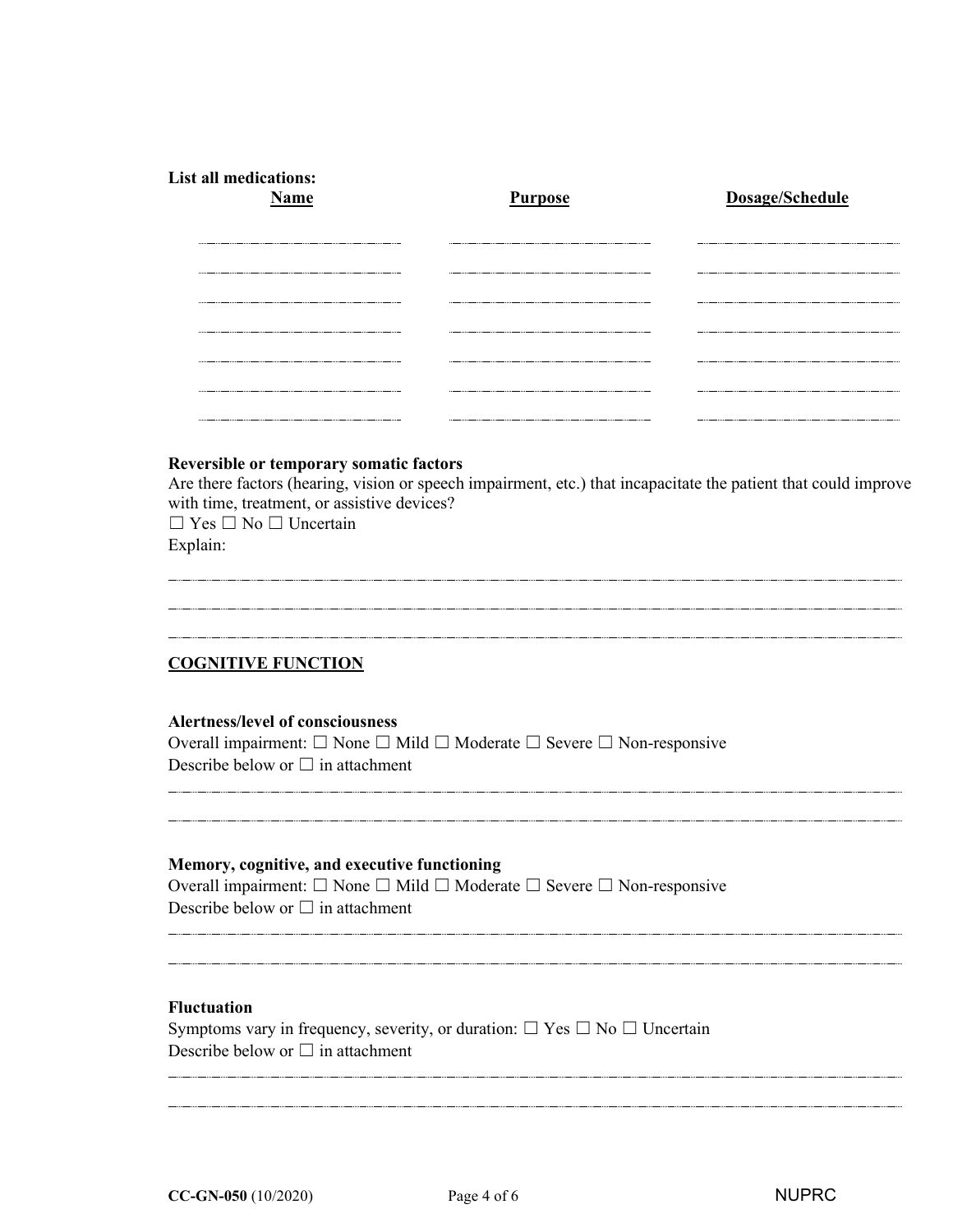**List all medications:**

| Name | Purpose | Dosage/Schedule |
|---|---|---|
| | | |
| | | |
| | | |
| | | |
| | | |
| | | |
| | | |

**Reversible or temporary somatic factors**

Are there factors (hearing, vision or speech impairment, etc.) that incapacitate the patient that could improve with time, treatment, or assistive devices?

☐ Yes ☐ No ☐ Uncertain

Explain:

______________________________________________________________________________

______________________________________________________________________________

______________________________________________________________________________

## COGNITIVE FUNCTION

**Alertness/level of consciousness**

Overall impairment: ☐ None ☐ Mild ☐ Moderate ☐ Severe ☐ Non-responsive

Describe below or ☐ in attachment

______________________________________________________________________________

______________________________________________________________________________

**Memory, cognitive, and executive functioning**

Overall impairment: ☐ None ☐ Mild ☐ Moderate ☐ Severe ☐ Non-responsive

Describe below or ☐ in attachment

______________________________________________________________________________

______________________________________________________________________________

**Fluctuation**

Symptoms vary in frequency, severity, or duration: ☐ Yes ☐ No ☐ Uncertain

Describe below or ☐ in attachment

______________________________________________________________________________

______________________________________________________________________________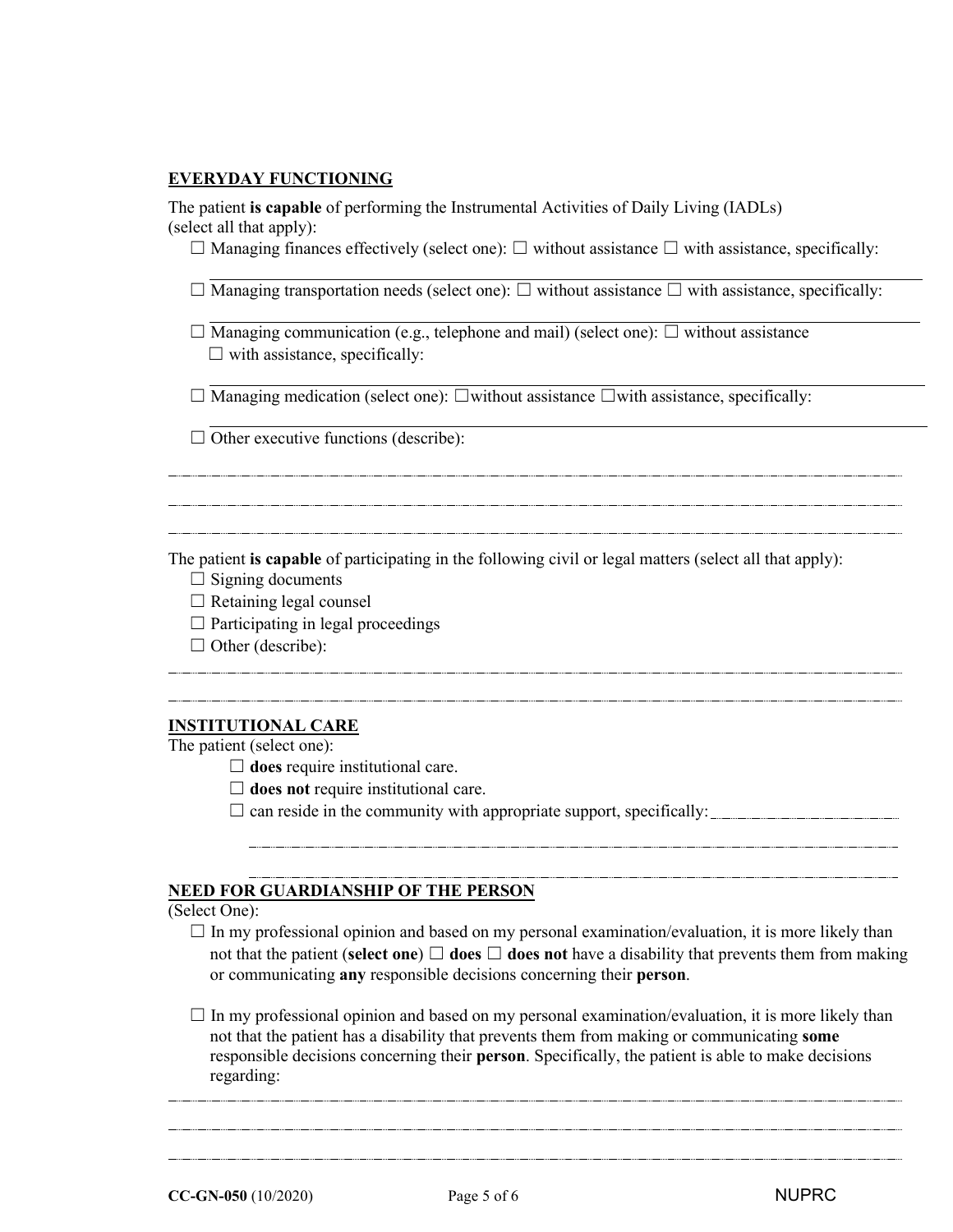**EVERYDAY FUNCTIONING**

The patient **is capable** of performing the Instrumental Activities of Daily Living (IADLs) (select all that apply):

☐ Managing finances effectively (select one): ☐ without assistance ☐ with assistance, specifically:

\_\_\_\_\_\_\_\_\_\_\_\_\_\_\_\_\_\_\_\_\_\_\_\_\_\_\_\_\_\_\_\_\_\_\_\_\_\_\_\_\_\_\_\_\_\_\_\_\_\_\_\_\_\_\_\_\_\_\_\_\_\_\_\_\_\_\_\_\_\_\_\_

☐ Managing transportation needs (select one): ☐ without assistance ☐ with assistance, specifically:

\_\_\_\_\_\_\_\_\_\_\_\_\_\_\_\_\_\_\_\_\_\_\_\_\_\_\_\_\_\_\_\_\_\_\_\_\_\_\_\_\_\_\_\_\_\_\_\_\_\_\_\_\_\_\_\_\_\_\_\_\_\_\_\_\_\_\_\_\_\_\_\_

☐ Managing communication (e.g., telephone and mail) (select one): ☐ without assistance ☐ with assistance, specifically:

\_\_\_\_\_\_\_\_\_\_\_\_\_\_\_\_\_\_\_\_\_\_\_\_\_\_\_\_\_\_\_\_\_\_\_\_\_\_\_\_\_\_\_\_\_\_\_\_\_\_\_\_\_\_\_\_\_\_\_\_\_\_\_\_\_\_\_\_\_\_\_\_

☐ Managing medication (select one): ☐without assistance ☐with assistance, specifically:

\_\_\_\_\_\_\_\_\_\_\_\_\_\_\_\_\_\_\_\_\_\_\_\_\_\_\_\_\_\_\_\_\_\_\_\_\_\_\_\_\_\_\_\_\_\_\_\_\_\_\_\_\_\_\_\_\_\_\_\_\_\_\_\_\_\_\_\_\_\_\_\_

☐ Other executive functions (describe):

\_\_\_\_\_\_\_\_\_\_\_\_\_\_\_\_\_\_\_\_\_\_\_\_\_\_\_\_\_\_\_\_\_\_\_\_\_\_\_\_\_\_\_\_\_\_\_\_\_\_\_\_\_\_\_\_\_\_\_\_\_\_\_\_\_\_\_\_\_\_\_\_

\_\_\_\_\_\_\_\_\_\_\_\_\_\_\_\_\_\_\_\_\_\_\_\_\_\_\_\_\_\_\_\_\_\_\_\_\_\_\_\_\_\_\_\_\_\_\_\_\_\_\_\_\_\_\_\_\_\_\_\_\_\_\_\_\_\_\_\_\_\_\_\_

\_\_\_\_\_\_\_\_\_\_\_\_\_\_\_\_\_\_\_\_\_\_\_\_\_\_\_\_\_\_\_\_\_\_\_\_\_\_\_\_\_\_\_\_\_\_\_\_\_\_\_\_\_\_\_\_\_\_\_\_\_\_\_\_\_\_\_\_\_\_\_\_

The patient **is capable** of participating in the following civil or legal matters (select all that apply):

☐ Signing documents
☐ Retaining legal counsel
☐ Participating in legal proceedings
☐ Other (describe):

\_\_\_\_\_\_\_\_\_\_\_\_\_\_\_\_\_\_\_\_\_\_\_\_\_\_\_\_\_\_\_\_\_\_\_\_\_\_\_\_\_\_\_\_\_\_\_\_\_\_\_\_\_\_\_\_\_\_\_\_\_\_\_\_\_\_\_\_\_\_\_\_

\_\_\_\_\_\_\_\_\_\_\_\_\_\_\_\_\_\_\_\_\_\_\_\_\_\_\_\_\_\_\_\_\_\_\_\_\_\_\_\_\_\_\_\_\_\_\_\_\_\_\_\_\_\_\_\_\_\_\_\_\_\_\_\_\_\_\_\_\_\_\_\_

**INSTITUTIONAL CARE**

The patient (select one):

☐ **does** require institutional care.
☐ **does not** require institutional care.
☐ can reside in the community with appropriate support, specifically: \_\_\_\_\_\_\_\_\_\_\_\_\_\_\_\_\_\_\_\_

\_\_\_\_\_\_\_\_\_\_\_\_\_\_\_\_\_\_\_\_\_\_\_\_\_\_\_\_\_\_\_\_\_\_\_\_\_\_\_\_\_\_\_\_\_\_\_\_\_\_\_\_\_\_\_\_\_\_\_\_\_\_\_\_\_\_\_\_\_\_\_\_

\_\_\_\_\_\_\_\_\_\_\_\_\_\_\_\_\_\_\_\_\_\_\_\_\_\_\_\_\_\_\_\_\_\_\_\_\_\_\_\_\_\_\_\_\_\_\_\_\_\_\_\_\_\_\_\_\_\_\_\_\_\_\_\_\_\_\_\_\_\_\_\_

**NEED FOR GUARDIANSHIP OF THE PERSON**

(Select One):

☐ In my professional opinion and based on my personal examination/evaluation, it is more likely than not that the patient (**select one**) ☐ **does** ☐ **does not** have a disability that prevents them from making or communicating **any** responsible decisions concerning their **person**.

☐ In my professional opinion and based on my personal examination/evaluation, it is more likely than not that the patient has a disability that prevents them from making or communicating **some** responsible decisions concerning their **person**. Specifically, the patient is able to make decisions regarding:

\_\_\_\_\_\_\_\_\_\_\_\_\_\_\_\_\_\_\_\_\_\_\_\_\_\_\_\_\_\_\_\_\_\_\_\_\_\_\_\_\_\_\_\_\_\_\_\_\_\_\_\_\_\_\_\_\_\_\_\_\_\_\_\_\_\_\_\_\_\_\_\_

\_\_\_\_\_\_\_\_\_\_\_\_\_\_\_\_\_\_\_\_\_\_\_\_\_\_\_\_\_\_\_\_\_\_\_\_\_\_\_\_\_\_\_\_\_\_\_\_\_\_\_\_\_\_\_\_\_\_\_\_\_\_\_\_\_\_\_\_\_\_\_\_

\_\_\_\_\_\_\_\_\_\_\_\_\_\_\_\_\_\_\_\_\_\_\_\_\_\_\_\_\_\_\_\_\_\_\_\_\_\_\_\_\_\_\_\_\_\_\_\_\_\_\_\_\_\_\_\_\_\_\_\_\_\_\_\_\_\_\_\_\_\_\_\_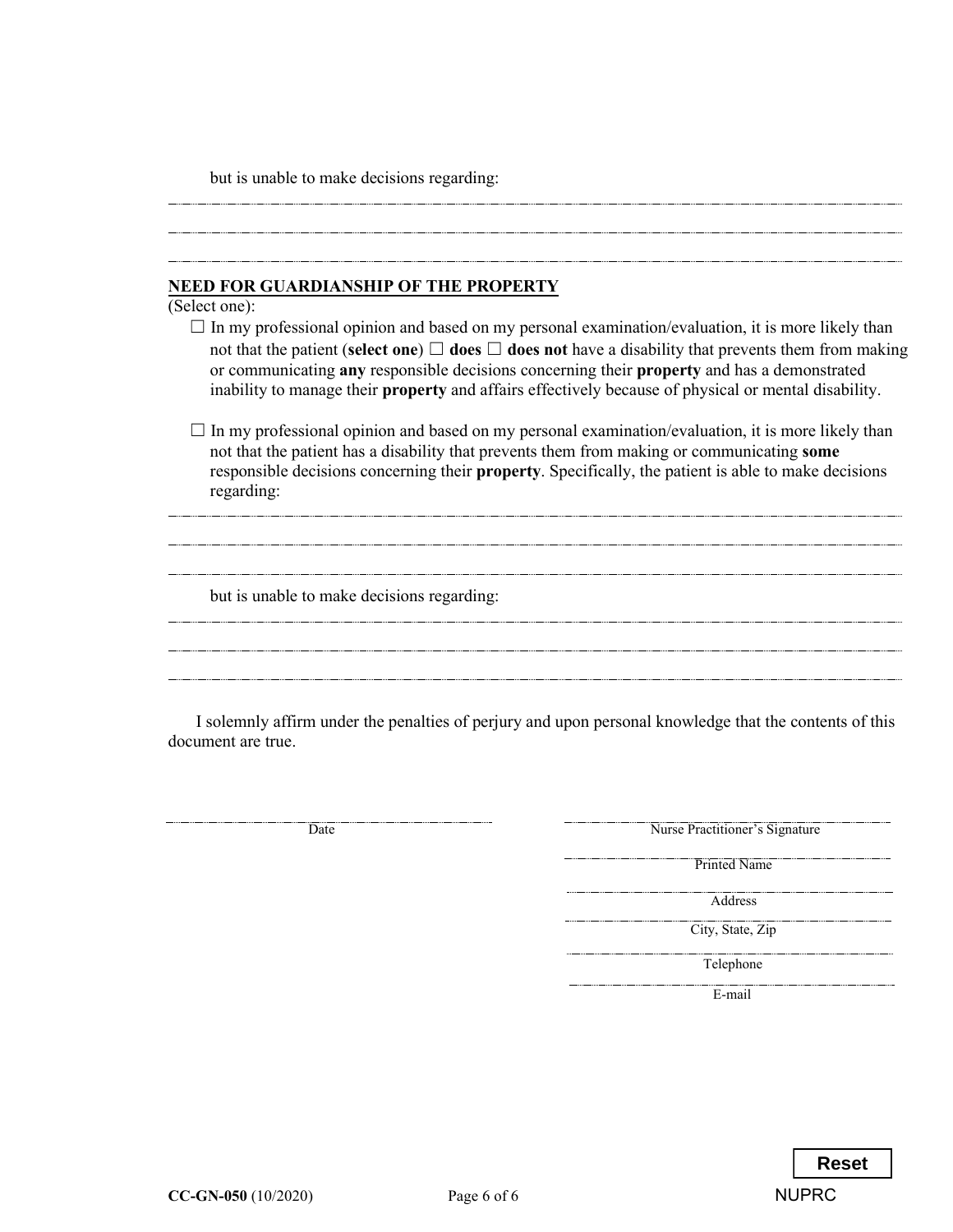but is unable to make decisions regarding:

_______________________________________________________________________________

_______________________________________________________________________________

_______________________________________________________________________________

**NEED FOR GUARDIANSHIP OF THE PROPERTY**

(Select one):

☐ In my professional opinion and based on my personal examination/evaluation, it is more likely than not that the patient (**select one**) ☐ **does** ☐ **does not** have a disability that prevents them from making or communicating **any** responsible decisions concerning their **property** and has a demonstrated inability to manage their **property** and affairs effectively because of physical or mental disability.

☐ In my professional opinion and based on my personal examination/evaluation, it is more likely than not that the patient has a disability that prevents them from making or communicating **some** responsible decisions concerning their **property**. Specifically, the patient is able to make decisions regarding:

_______________________________________________________________________________

_______________________________________________________________________________

_______________________________________________________________________________

but is unable to make decisions regarding:

_______________________________________________________________________________

_______________________________________________________________________________

_______________________________________________________________________________

I solemnly affirm under the penalties of perjury and upon personal knowledge that the contents of this document are true.

| | |
|---|---|
| ______________________________ | ______________________________ |
| Date | Nurse Practitioner's Signature |
| | ______________________________ |
| | Printed Name |
| | ______________________________ |
| | Address |
| | ______________________________ |
| | City, State, Zip |
| | ______________________________ |
| | Telephone |
| | ______________________________ |
| | E-mail |

Reset

**CC-GN-050** (10/2020) NUPRC